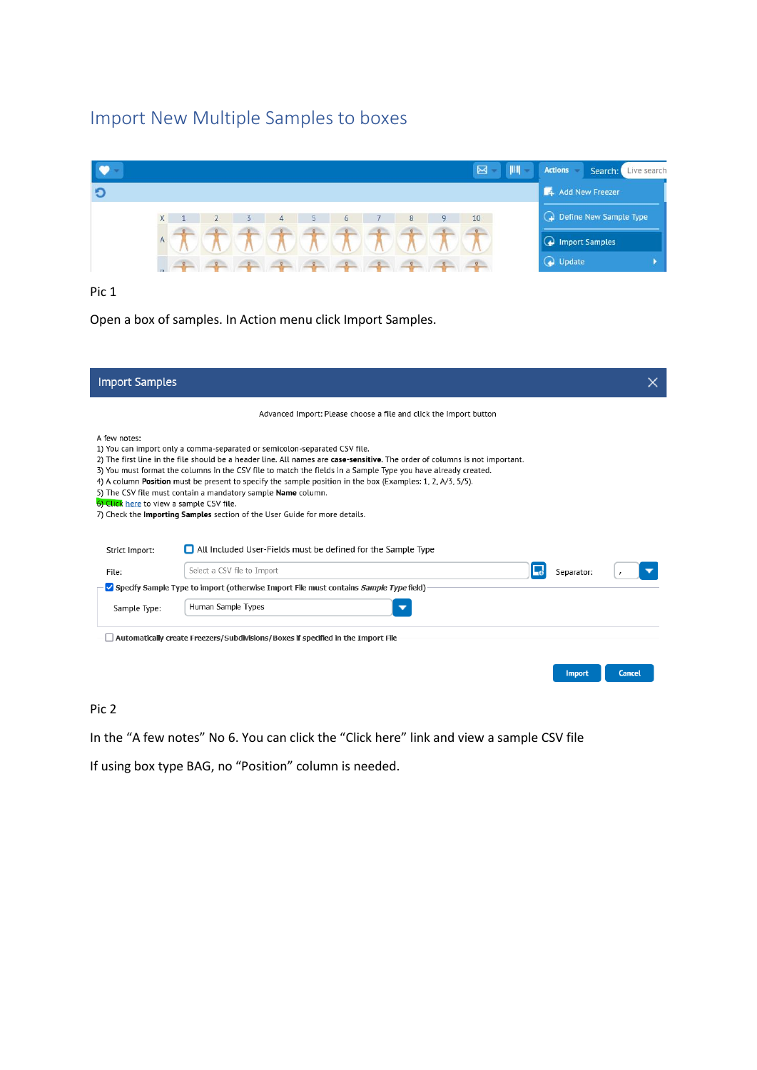# Import New Multiple Samples to boxes

Pic 1

Open a box of samples. In Action menu click Import Samples.

Pic 2

In the "A few notes" No 6. You can click the "Click here" link and view a sample CSV file

If using box type BAG, no "Position" column is needed.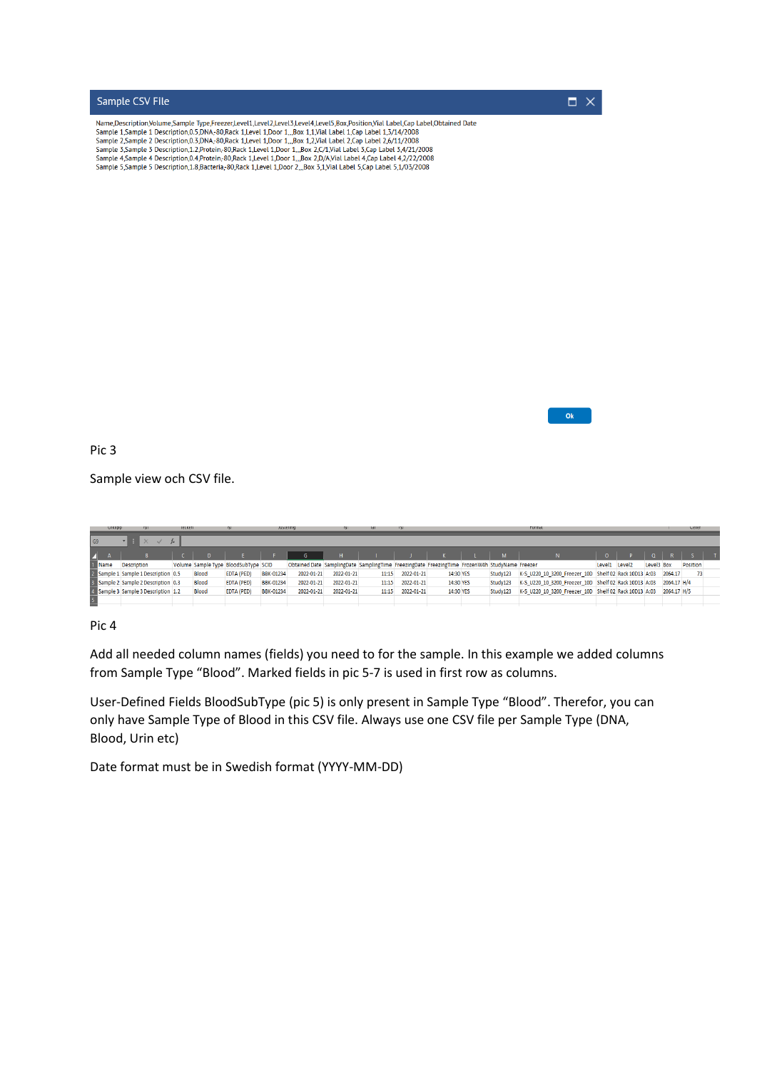Sample CSV File

```
Name,Description,Volume,Sample Type,Freezer,Level1,Level2,Level3,Level4,Level5,Box,Position,Vial Label,Cap Label,Obtained Date
Sample 1,Sample 1 Description,0.5,DNA,-80,Rack 1,Level 1,Door 1,,,Box 1,1,Vial Label 1,Cap Label 1,3/14/2008
Sample 2,Sample 2 Description,0.3,DNA,-80,Rack 1,Level 1,Door 1,,,Box 1,2,Vial Label 2,Cap Label 2,6/11/2008
Sample 3,Sample 3 Description,1.2,Protein,-80,Rack 1,Level 1,Door 1,,,Box 2,C/1,Vial Label 3,Cap Label 3,4/21/2008
Sample 4,Sample 4 Description,0.4,Protein,-80,Rack 1,Level 1,Door 1,,,Box 2,D/A,Vial Label 4,Cap Label 4,2/22/2008
Sample 5,Sample 5 Description,1.8,Bacteria,-80,Rack 1,Level 1,Door 2,,,Box 3,1,Vial Label 5,Cap Label 5,1/03/2008
```

Ok

Pic 3

Sample view och CSV file.

| Name | Description | Volume | Sample Type | BloodSubType | SCID | Obtained Date | SamplingDate | SamplingTime | FreezingDate | FreezingTime | FrozenWith | StudyName | Freezer | Level1 | Level2 | Level3 | Box | Position |
|---|---|---|---|---|---|---|---|---|---|---|---|---|---|---|---|---|---|---|
| Sample 1 | Sample 1 Description | 0.5 | Blood | EDTA (PED) | BBK-01234 | 2022-01-21 | 2022-01-21 | 11:15 | 2022-01-21 | 14:30 | YES | Study123 | K-S_U220_10_3200_Freezer_10D | Shelf 02 | Rack 10D13 | A:03 | 2064.17 | 73 |
| Sample 2 | Sample 2 Description | 0.3 | Blood | EDTA (PED) | BBK-01234 | 2022-01-21 | 2022-01-21 | 11:15 | 2022-01-21 | 14:30 | YES | Study123 | K-S_U220_10_3200_Freezer_10D | Shelf 02 | Rack 10D13 | A:03 | 2064.17 | H/4 |
| Sample 3 | Sample 3 Description | 1.2 | Blood | EDTA (PED) | BBK-01234 | 2022-01-21 | 2022-01-21 | 11:15 | 2022-01-21 | 14:30 | YES | Study123 | K-S_U220_10_3200_Freezer_10D | Shelf 02 | Rack 10D13 | A:03 | 2064.17 | H/5 |

Pic 4

Add all needed column names (fields) you need to for the sample. In this example we added columns from Sample Type "Blood". Marked fields in pic 5-7 is used in first row as columns.

User-Defined Fields BloodSubType (pic 5) is only present in Sample Type "Blood". Therefor, you can only have Sample Type of Blood in this CSV file. Always use one CSV file per Sample Type (DNA, Blood, Urin etc)

Date format must be in Swedish format (YYYY-MM-DD)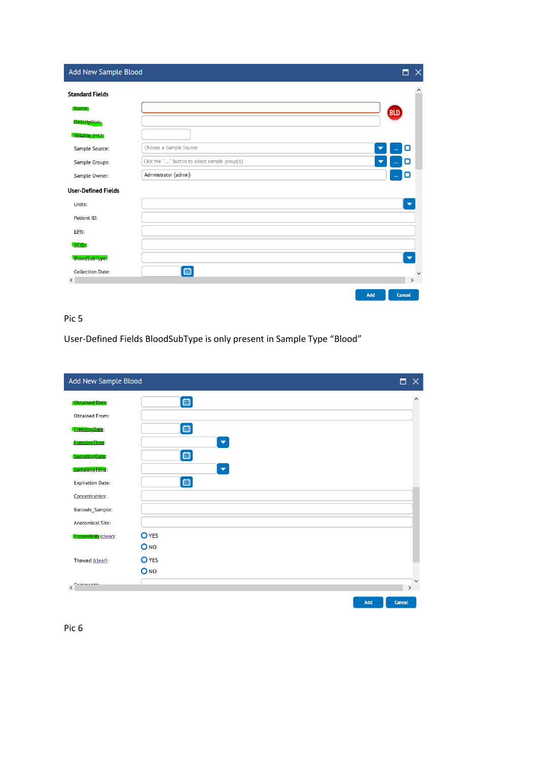Add New Sample Blood

**Standard Fields**

Name:

Description:

Volume (mL):

Sample Source: Choose a Sample Source

Sample Groups: Click the "..." button to select sample group(s)

Sample Owner: Administrator (admin)

**User-Defined Fields**

Units:

Patient ID:

EPN:

SCID:

BloodSubType:

Collection Date:

Add Cancel

Pic 5

User-Defined Fields BloodSubType is only present in Sample Type "Blood"

Add New Sample Blood

Obtained Date:

Obtained From:

FreezingDate:

FreezingTime:

SamplingDate:

SamplingTime:

Expiration Date:

Concentration:

Barcode_Sample:

Anatomical Site:

FrozenW4h (clear): YES NO

Thawed (clear): YES NO

Add Cancel

Pic 6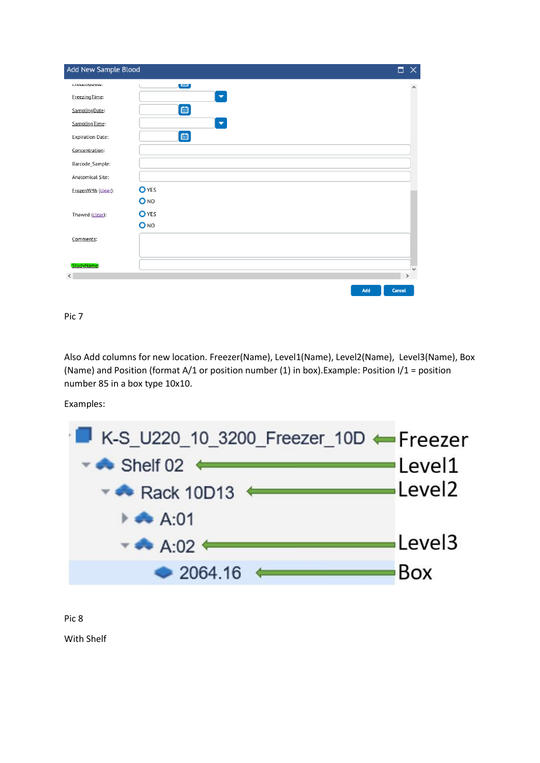Pic 7

Also Add columns for new location. Freezer(Name), Level1(Name), Level2(Name), Level3(Name), Box (Name) and Position (format A/1 or position number (1) in box).Example: Position I/1 = position number 85 in a box type 10x10.

Examples:

Pic 8

With Shelf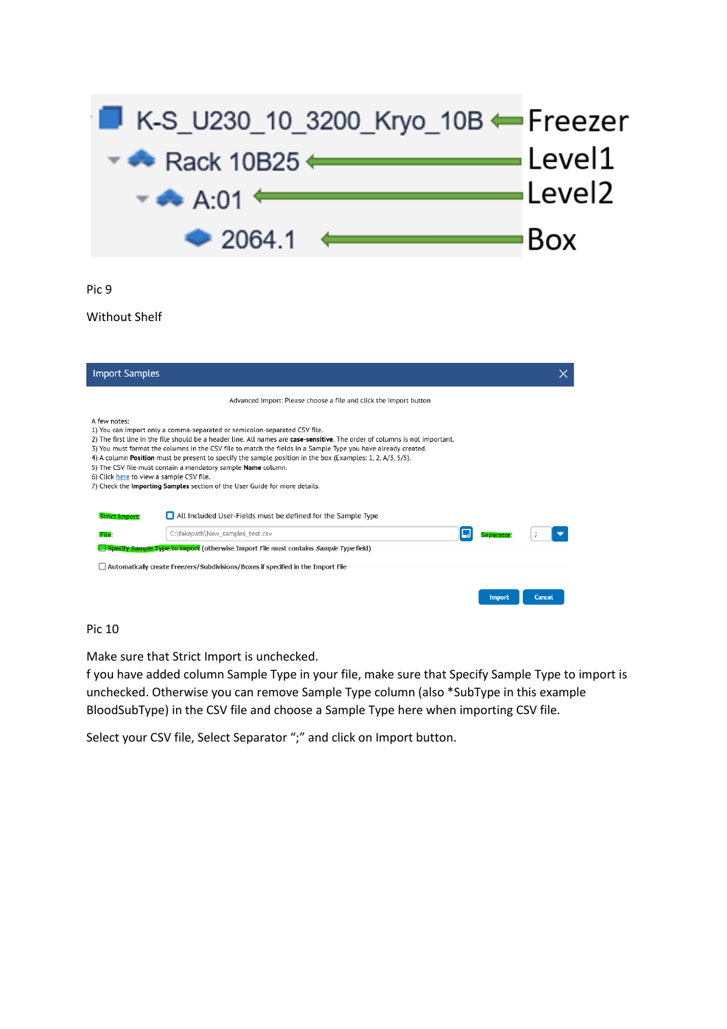Pic 9

Without Shelf

Pic 10

Make sure that Strict Import is unchecked.
f you have added column Sample Type in your file, make sure that Specify Sample Type to import is unchecked. Otherwise you can remove Sample Type column (also *SubType in this example BloodSubType) in the CSV file and choose a Sample Type here when importing CSV file.

Select your CSV file, Select Separator ";" and click on Import button.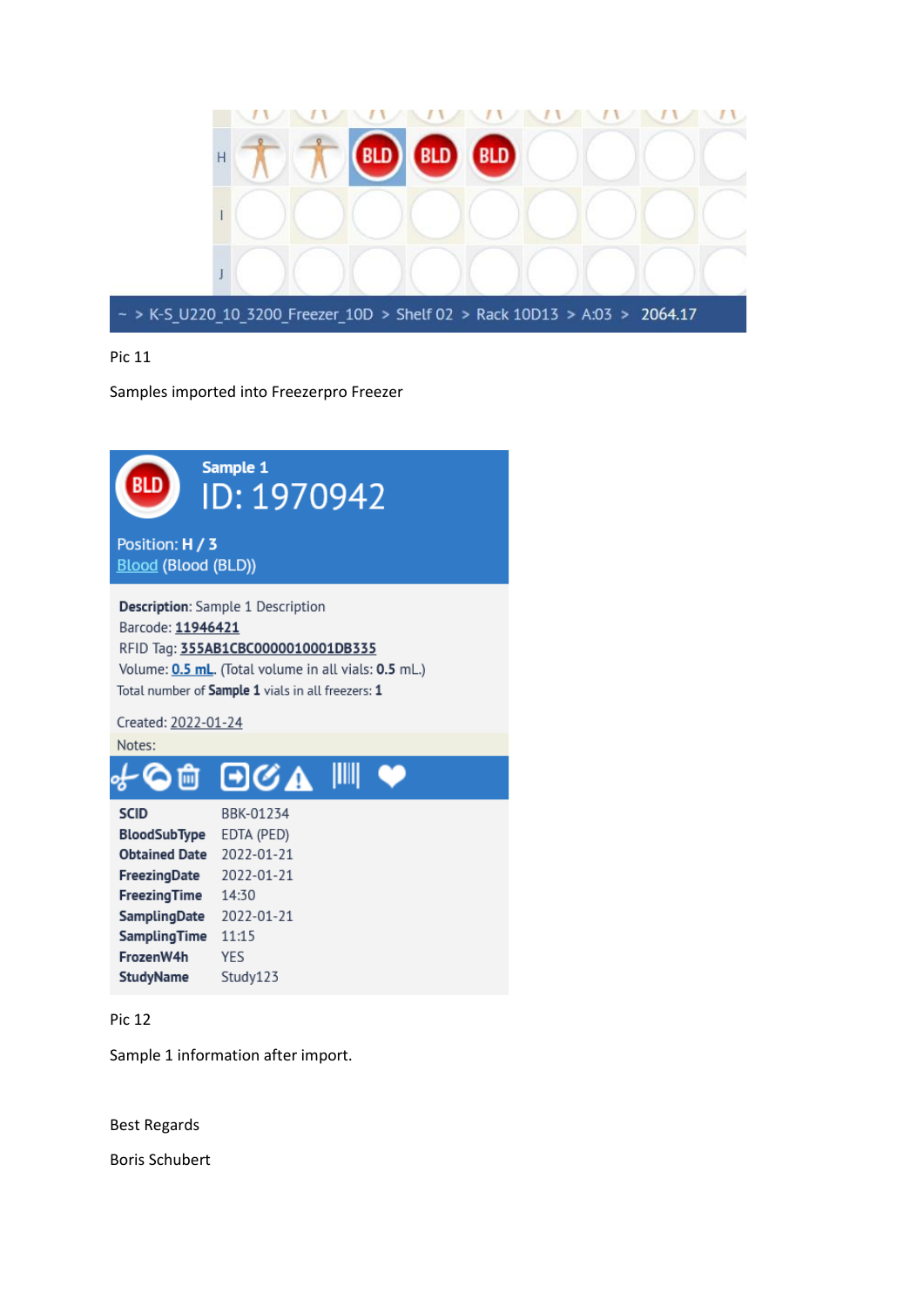~ > K-S_U220_10_3200_Freezer_10D > Shelf 02 > Rack 10D13 > A:03 > 2064.17

Pic 11

Samples imported into Freezerpro Freezer

Sample 1

ID: 1970942

Position: H / 3

Blood (Blood (BLD))

**Description**: Sample 1 Description

Barcode: 11946421

RFID Tag: 355AB1CBC0000010001DB335

Volume: 0.5 mL. (Total volume in all vials: **0.5** mL.)

Total number of **Sample 1** vials in all freezers: **1**

Created: 2022-01-24

Notes:

| | |
|---|---|
| **SCID** | BBK-01234 |
| **BloodSubType** | EDTA (PED) |
| **Obtained Date** | 2022-01-21 |
| **FreezingDate** | 2022-01-21 |
| **FreezingTime** | 14:30 |
| **SamplingDate** | 2022-01-21 |
| **SamplingTime** | 11:15 |
| **FrozenW4h** | YES |
| **StudyName** | Study123 |

Pic 12

Sample 1 information after import.

Best Regards

Boris Schubert